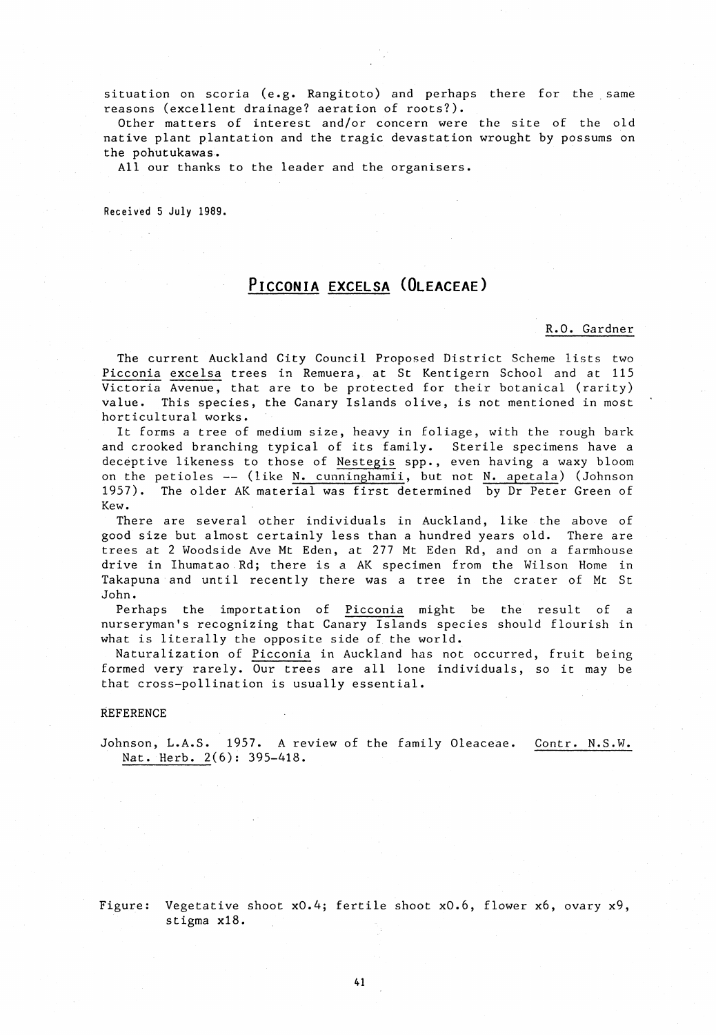situation on scoria (e.g. Rangitoto) and perhaps there for the same reasons (excellent drainage? aeration of roots?).

Other matters of interest and/or concern were the site of the old native plant plantation and the tragic devastation wrought by possums on the pohutukawas.

All our thanks to the leader and the organisers.

Received 5 July 1989.

# *Picconia excelsa* (Oleaceae)

R.O. Gardner

The current Auckland City Council Proposed District Scheme lists two *Picconia excelsa* trees in Remuera, at St Kentigern School and at 115 Victoria Avenue, that are to be protected for their botanical (rarity) value. This species, the Canary Islands olive, is not mentioned in most horticultural works.

It forms a tree of medium size, heavy in foliage, with the rough bark and crooked branching typical of its family. Sterile specimens have a deceptive likeness to those of *Nestegis* spp., even having a waxy bloom on the petioles -- (like *N. cunninghamii*, but not *N. apetala*) (Johnson 1957). The older AK material was first determined by Dr Peter Green of Kew.

There are several other individuals in Auckland, like the above of good size but almost certainly less than a hundred years old. There are trees at 2 Woodside Ave Mt Eden, at 277 Mt Eden Rd, and on a farmhouse drive in Ihumatao Rd; there is a AK specimen from the Wilson Home in Takapuna and until recently there was a tree in the crater of Mt St John.

Perhaps the importation of *Picconia* might be the result of a nurseryman's recognizing that Canary Islands species should flourish in what is literally the opposite side of the world.

Naturalization of *Picconia* in Auckland has not occurred, fruit being formed very rarely. Our trees are all lone individuals, so it may be that cross-pollination is usually essential.

REFERENCE

Johnson, L.A.S. 1957. A review of the family Oleaceae. *Contr. N.S.W. Nat. Herb. 2*(6): 395-418.

Figure: Vegetative shoot x0.4; fertile shoot x0.6, flower x6, ovary x9, stigma x18.